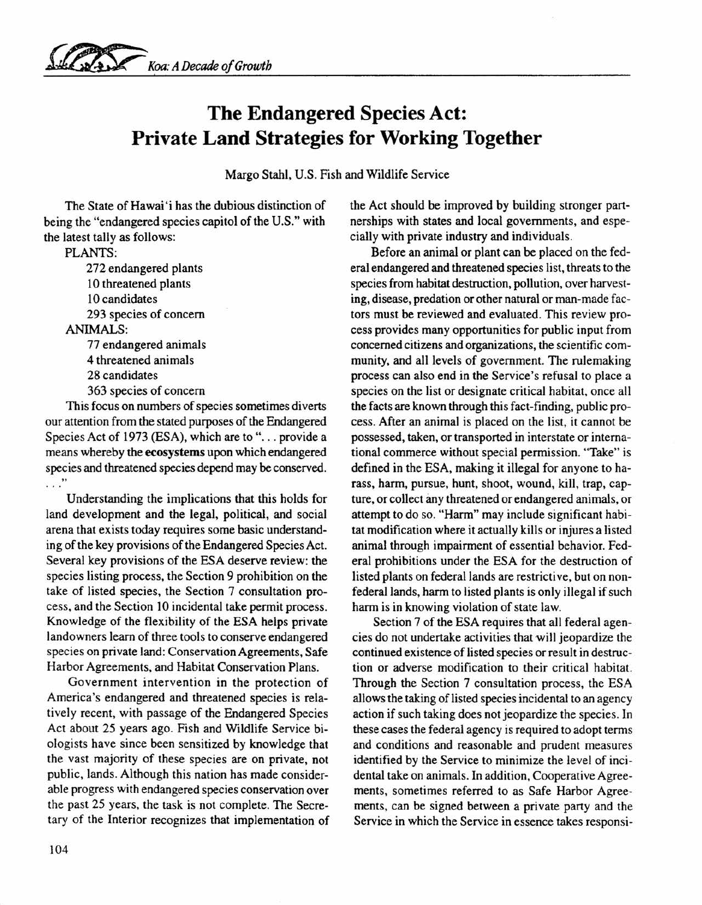# The Endangered Species Act: Private Land Strategies for Working Together

Margo Stahl, U.S. Fish and Wildlife Service

The State of Hawai'i has the dubious distinction of being the "endangered species capitol of the U.S." with the latest tally as follows:

PLANTS:
- 272 endangered plants
- 10 threatened plants
- 10 candidates
- 293 species of concern

ANIMALS:
- 77 endangered animals
- 4 threatened animals
- 28 candidates
- 363 species of concern

This focus on numbers of species sometimes diverts our attention from the stated purposes of the Endangered Species Act of 1973 (ESA), which are to "... provide a means whereby the **ecosystems** upon which endangered species and threatened species depend may be conserved. . . ."

Understanding the implications that this holds for land development and the legal, political, and social arena that exists today requires some basic understanding of the key provisions of the Endangered Species Act. Several key provisions of the ESA deserve review: the species listing process, the Section 9 prohibition on the take of listed species, the Section 7 consultation process, and the Section 10 incidental take permit process. Knowledge of the flexibility of the ESA helps private landowners learn of three tools to conserve endangered species on private land: Conservation Agreements, Safe Harbor Agreements, and Habitat Conservation Plans.

Government intervention in the protection of America's endangered and threatened species is relatively recent, with passage of the Endangered Species Act about 25 years ago. Fish and Wildlife Service biologists have since been sensitized by knowledge that the vast majority of these species are on private, not public, lands. Although this nation has made considerable progress with endangered species conservation over the past 25 years, the task is not complete. The Secretary of the Interior recognizes that implementation of the Act should be improved by building stronger partnerships with states and local governments, and especially with private industry and individuals.

Before an animal or plant can be placed on the federal endangered and threatened species list, threats to the species from habitat destruction, pollution, over harvesting, disease, predation or other natural or man-made factors must be reviewed and evaluated. This review process provides many opportunities for public input from concerned citizens and organizations, the scientific community, and all levels of government. The rulemaking process can also end in the Service's refusal to place a species on the list or designate critical habitat, once all the facts are known through this fact-finding, public process. After an animal is placed on the list, it cannot be possessed, taken, or transported in interstate or international commerce without special permission. "Take" is defined in the ESA, making it illegal for anyone to harass, harm, pursue, hunt, shoot, wound, kill, trap, capture, or collect any threatened or endangered animals, or attempt to do so. "Harm" may include significant habitat modification where it actually kills or injures a listed animal through impairment of essential behavior. Federal prohibitions under the ESA for the destruction of listed plants on federal lands are restrictive, but on non-federal lands, harm to listed plants is only illegal if such harm is in knowing violation of state law.

Section 7 of the ESA requires that all federal agencies do not undertake activities that will jeopardize the continued existence of listed species or result in destruction or adverse modification to their critical habitat. Through the Section 7 consultation process, the ESA allows the taking of listed species incidental to an agency action if such taking does not jeopardize the species. In these cases the federal agency is required to adopt terms and conditions and reasonable and prudent measures identified by the Service to minimize the level of incidental take on animals. In addition, Cooperative Agreements, sometimes referred to as Safe Harbor Agreements, can be signed between a private party and the Service in which the Service in essence takes responsi-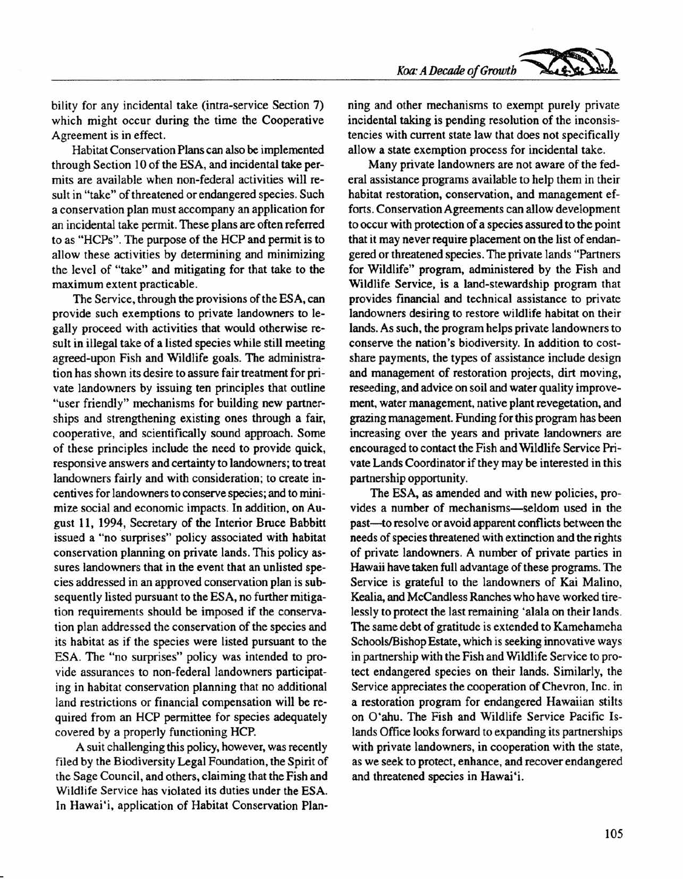bility for any incidental take (intra-service Section 7) which might occur during the time the Cooperative Agreement is in effect.

Habitat Conservation Plans can also be implemented through Section 10 of the ESA, and incidental take permits are available when non-federal activities will result in "take" of threatened or endangered species. Such a conservation plan must accompany an application for an incidental take permit. These plans are often referred to as "HCPs". The purpose of the HCP and permit is to allow these activities by determining and minimizing the level of "take" and mitigating for that take to the maximum extent practicable.

The Service, through the provisions of the ESA, can provide such exemptions to private landowners to legally proceed with activities that would otherwise result in illegal take of a listed species while still meeting agreed-upon Fish and Wildlife goals. The administration has shown its desire to assure fair treatment for private landowners by issuing ten principles that outline "user friendly" mechanisms for building new partnerships and strengthening existing ones through a fair, cooperative, and scientifically sound approach. Some of these principles include the need to provide quick, responsive answers and certainty to landowners; to treat landowners fairly and with consideration; to create incentives for landowners to conserve species; and to minimize social and economic impacts. In addition, on August 11, 1994, Secretary of the Interior Bruce Babbitt issued a "no surprises" policy associated with habitat conservation planning on private lands. This policy assures landowners that in the event that an unlisted species addressed in an approved conservation plan is subsequently listed pursuant to the ESA, no further mitigation requirements should be imposed if the conservation plan addressed the conservation of the species and its habitat as if the species were listed pursuant to the ESA. The "no surprises" policy was intended to provide assurances to non-federal landowners participating in habitat conservation planning that no additional land restrictions or financial compensation will be required from an HCP permittee for species adequately covered by a properly functioning HCP.

A suit challenging this policy, however, was recently filed by the Biodiversity Legal Foundation, the Spirit of the Sage Council, and others, claiming that the Fish and Wildlife Service has violated its duties under the ESA. In Hawai'i, application of Habitat Conservation Planning and other mechanisms to exempt purely private incidental taking is pending resolution of the inconsistencies with current state law that does not specifically allow a state exemption process for incidental take.

Many private landowners are not aware of the federal assistance programs available to help them in their habitat restoration, conservation, and management efforts. Conservation Agreements can allow development to occur with protection of a species assured to the point that it may never require placement on the list of endangered or threatened species. The private lands "Partners for Wildlife" program, administered by the Fish and Wildlife Service, is a land-stewardship program that provides financial and technical assistance to private landowners desiring to restore wildlife habitat on their lands. As such, the program helps private landowners to conserve the nation's biodiversity. In addition to cost-share payments, the types of assistance include design and management of restoration projects, dirt moving, reseeding, and advice on soil and water quality improvement, water management, native plant revegetation, and grazing management. Funding for this program has been increasing over the years and private landowners are encouraged to contact the Fish and Wildlife Service Private Lands Coordinator if they may be interested in this partnership opportunity.

The ESA, as amended and with new policies, provides a number of mechanisms—seldom used in the past—to resolve or avoid apparent conflicts between the needs of species threatened with extinction and the rights of private landowners. A number of private parties in Hawaii have taken full advantage of these programs. The Service is grateful to the landowners of Kai Malino, Kealia, and McCandless Ranches who have worked tirelessly to protect the last remaining 'alala on their lands. The same debt of gratitude is extended to Kamehameha Schools/Bishop Estate, which is seeking innovative ways in partnership with the Fish and Wildlife Service to protect endangered species on their lands. Similarly, the Service appreciates the cooperation of Chevron, Inc. in a restoration program for endangered Hawaiian stilts on O'ahu. The Fish and Wildlife Service Pacific Islands Office looks forward to expanding its partnerships with private landowners, in cooperation with the state, as we seek to protect, enhance, and recover endangered and threatened species in Hawai'i.